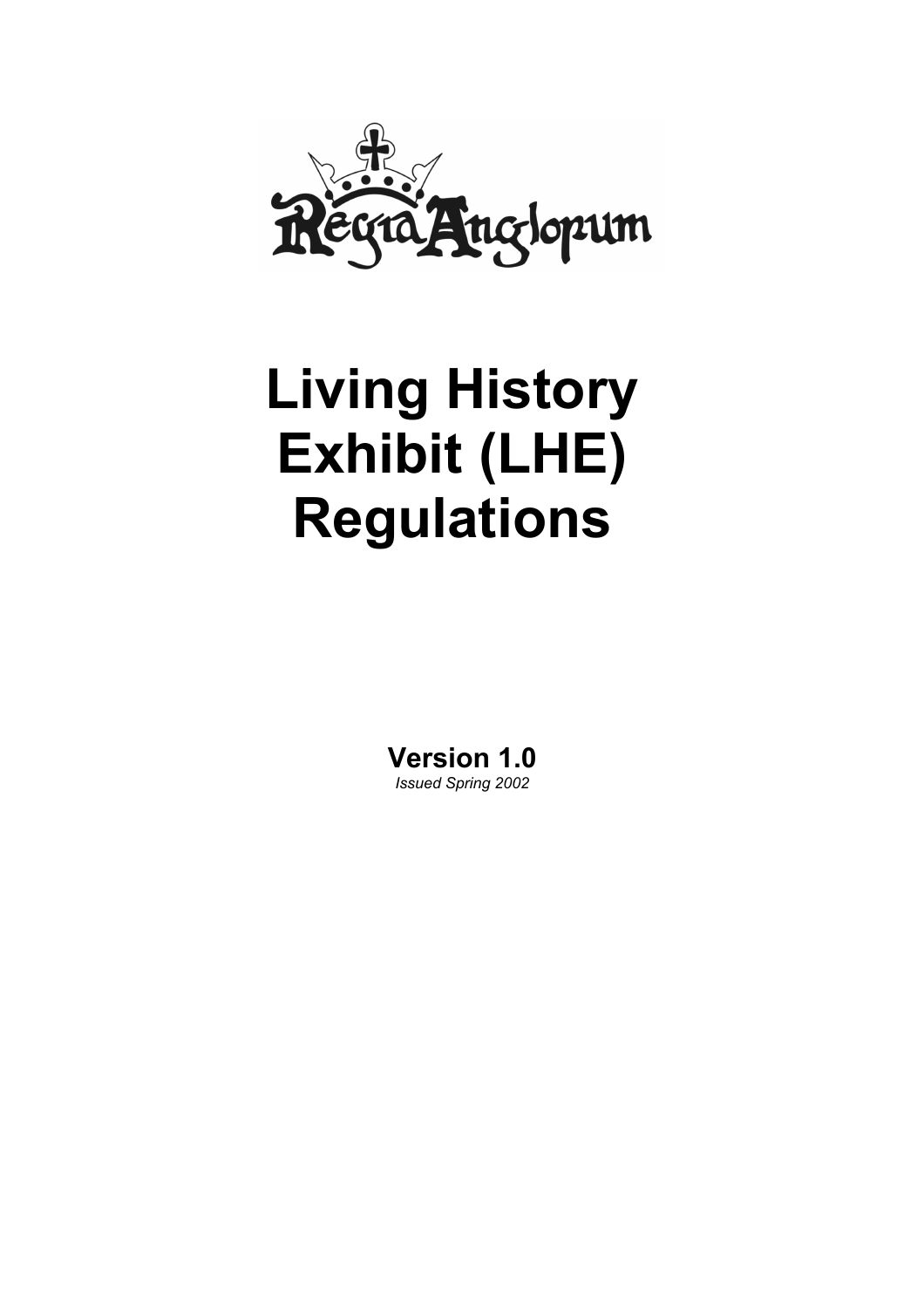Regia Anglorum

# Living History Exhibit (LHE) Regulations

**Version 1.0**

*Issued Spring 2002*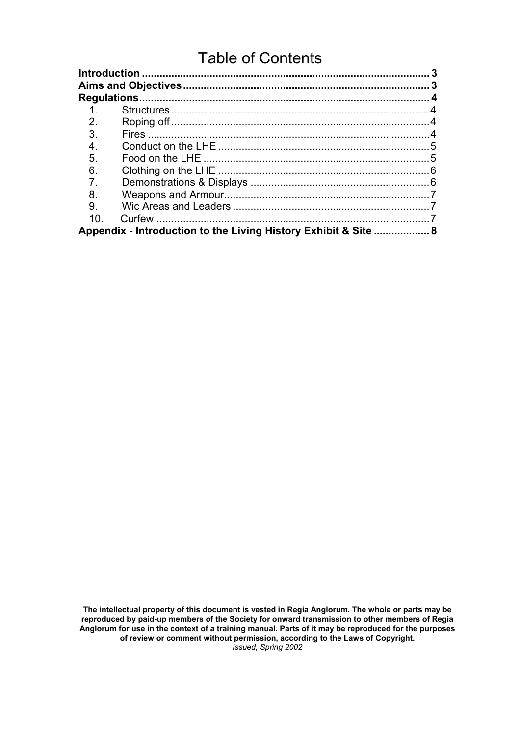# Table of Contents

**Introduction** .................................................................................................. **3**
**Aims and Objectives** .................................................................................... **3**
**Regulations** ................................................................................................... **4**

1. Structures ......................................................................................... 4
2. Roping off ......................................................................................... 4
3. Fires ................................................................................................. 4
4. Conduct on the LHE .......................................................................... 5
5. Food on the LHE ............................................................................... 5
6. Clothing on the LHE .......................................................................... 6
7. Demonstrations & Displays ............................................................... 6
8. Weapons and Armour ........................................................................ 7
9. Wic Areas and Leaders ..................................................................... 7
10. Curfew .............................................................................................. 7

**Appendix - Introduction to the Living History Exhibit & Site** .................. **8**

**The intellectual property of this document is vested in Regia Anglorum. The whole or parts may be reproduced by paid-up members of the Society for onward transmission to other members of Regia Anglorum for use in the context of a training manual. Parts of it may be reproduced for the purposes of review or comment without permission, according to the Laws of Copyright.**

*Issued, Spring 2002*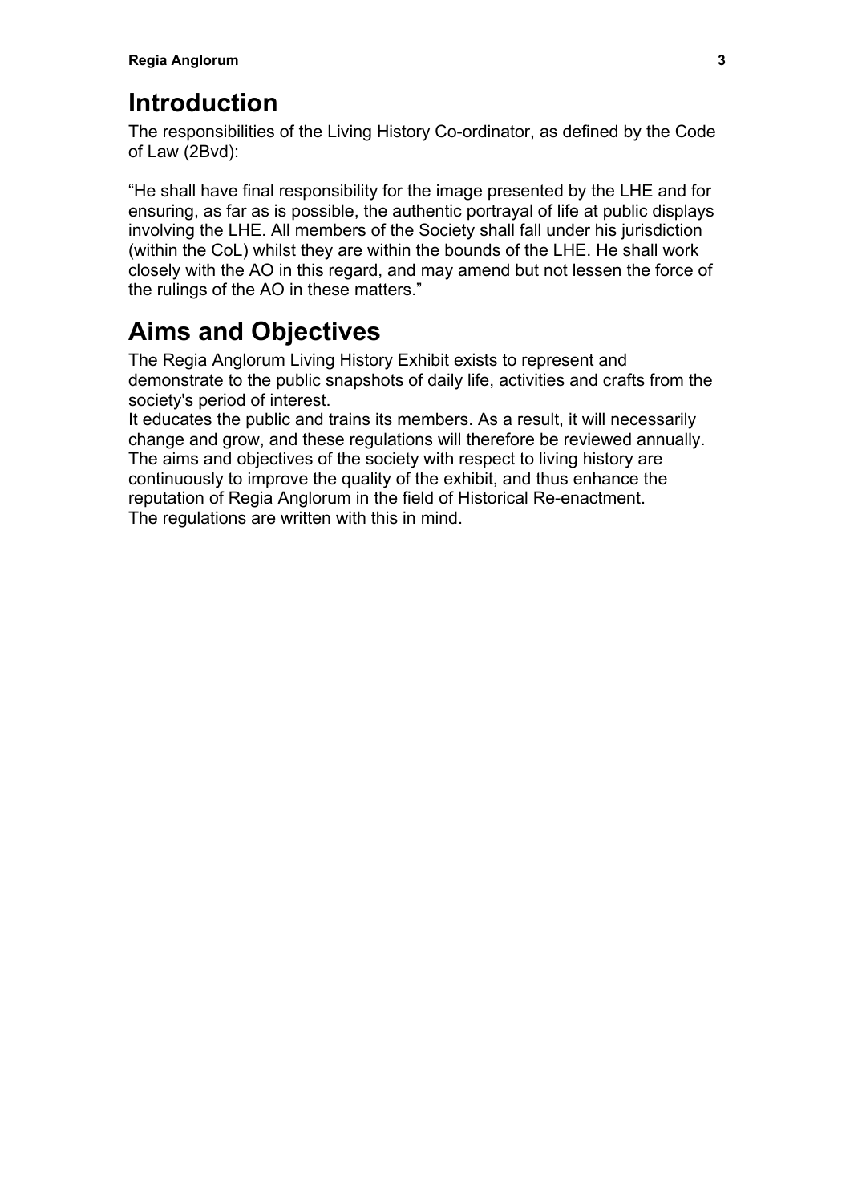# Introduction

The responsibilities of the Living History Co-ordinator, as defined by the Code of Law (2Bvd):

"He shall have final responsibility for the image presented by the LHE and for ensuring, as far as is possible, the authentic portrayal of life at public displays involving the LHE. All members of the Society shall fall under his jurisdiction (within the CoL) whilst they are within the bounds of the LHE. He shall work closely with the AO in this regard, and may amend but not lessen the force of the rulings of the AO in these matters."

# Aims and Objectives

The Regia Anglorum Living History Exhibit exists to represent and demonstrate to the public snapshots of daily life, activities and crafts from the society's period of interest.
It educates the public and trains its members. As a result, it will necessarily change and grow, and these regulations will therefore be reviewed annually.
The aims and objectives of the society with respect to living history are continuously to improve the quality of the exhibit, and thus enhance the reputation of Regia Anglorum in the field of Historical Re-enactment.
The regulations are written with this in mind.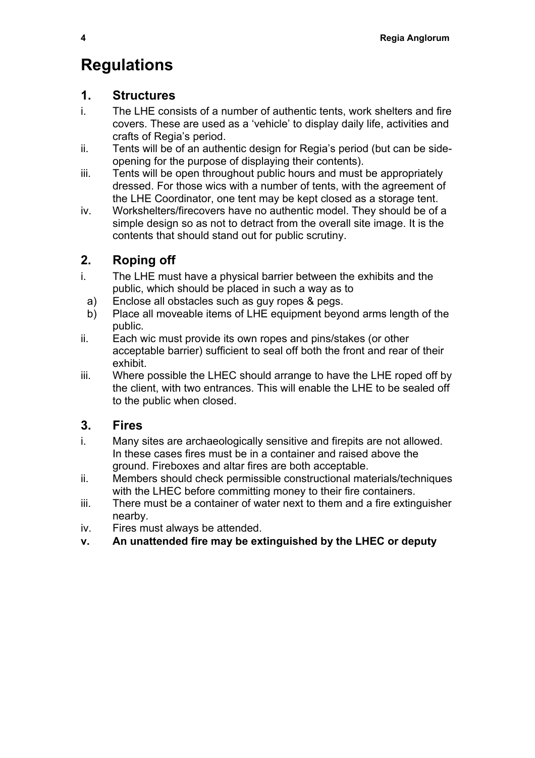# Regulations

## 1. Structures

i. The LHE consists of a number of authentic tents, work shelters and fire covers. These are used as a 'vehicle' to display daily life, activities and crafts of Regia's period.

ii. Tents will be of an authentic design for Regia's period (but can be side-opening for the purpose of displaying their contents).

iii. Tents will be open throughout public hours and must be appropriately dressed. For those wics with a number of tents, with the agreement of the LHE Coordinator, one tent may be kept closed as a storage tent.

iv. Workshelters/firecovers have no authentic model. They should be of a simple design so as not to detract from the overall site image. It is the contents that should stand out for public scrutiny.

## 2. Roping off

i. The LHE must have a physical barrier between the exhibits and the public, which should be placed in such a way as to

  a) Enclose all obstacles such as guy ropes & pegs.

  b) Place all moveable items of LHE equipment beyond arms length of the public.

ii. Each wic must provide its own ropes and pins/stakes (or other acceptable barrier) sufficient to seal off both the front and rear of their exhibit.

iii. Where possible the LHEC should arrange to have the LHE roped off by the client, with two entrances. This will enable the LHE to be sealed off to the public when closed.

## 3. Fires

i. Many sites are archaeologically sensitive and firepits are not allowed. In these cases fires must be in a container and raised above the ground. Fireboxes and altar fires are both acceptable.

ii. Members should check permissible constructional materials/techniques with the LHEC before committing money to their fire containers.

iii. There must be a container of water next to them and a fire extinguisher nearby.

iv. Fires must always be attended.

**v. An unattended fire may be extinguished by the LHEC or deputy**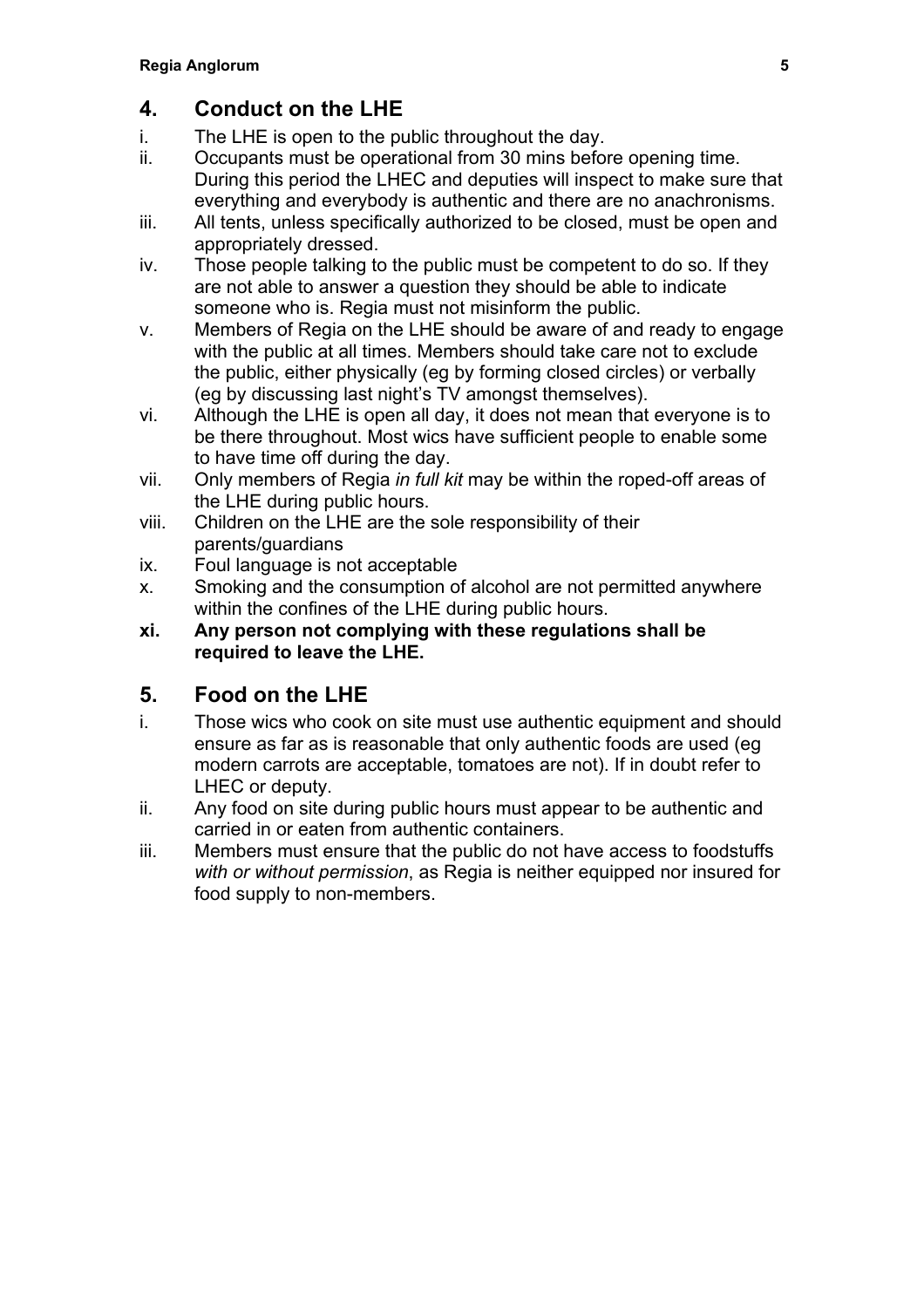## 4. Conduct on the LHE

i. The LHE is open to the public throughout the day.

ii. Occupants must be operational from 30 mins before opening time. During this period the LHEC and deputies will inspect to make sure that everything and everybody is authentic and there are no anachronisms.

iii. All tents, unless specifically authorized to be closed, must be open and appropriately dressed.

iv. Those people talking to the public must be competent to do so. If they are not able to answer a question they should be able to indicate someone who is. Regia must not misinform the public.

v. Members of Regia on the LHE should be aware of and ready to engage with the public at all times. Members should take care not to exclude the public, either physically (eg by forming closed circles) or verbally (eg by discussing last night's TV amongst themselves).

vi. Although the LHE is open all day, it does not mean that everyone is to be there throughout. Most wics have sufficient people to enable some to have time off during the day.

vii. Only members of Regia *in full kit* may be within the roped-off areas of the LHE during public hours.

viii. Children on the LHE are the sole responsibility of their parents/guardians

ix. Foul language is not acceptable

x. Smoking and the consumption of alcohol are not permitted anywhere within the confines of the LHE during public hours.

**xi. Any person not complying with these regulations shall be required to leave the LHE.**

## 5. Food on the LHE

i. Those wics who cook on site must use authentic equipment and should ensure as far as is reasonable that only authentic foods are used (eg modern carrots are acceptable, tomatoes are not). If in doubt refer to LHEC or deputy.

ii. Any food on site during public hours must appear to be authentic and carried in or eaten from authentic containers.

iii. Members must ensure that the public do not have access to foodstuffs *with or without permission*, as Regia is neither equipped nor insured for food supply to non-members.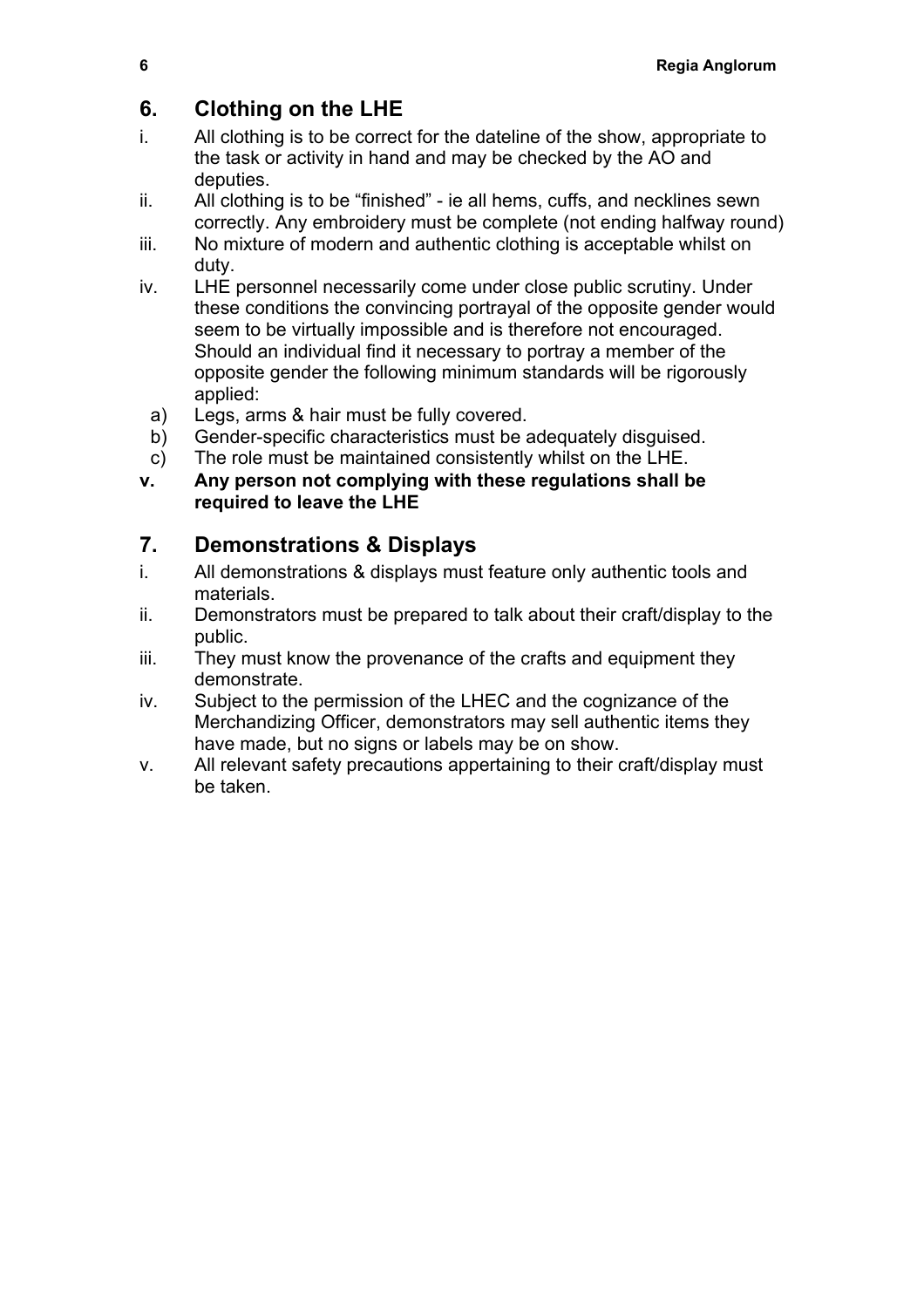## 6. Clothing on the LHE

i. All clothing is to be correct for the dateline of the show, appropriate to the task or activity in hand and may be checked by the AO and deputies.

ii. All clothing is to be "finished" - ie all hems, cuffs, and necklines sewn correctly. Any embroidery must be complete (not ending halfway round)

iii. No mixture of modern and authentic clothing is acceptable whilst on duty.

iv. LHE personnel necessarily come under close public scrutiny. Under these conditions the convincing portrayal of the opposite gender would seem to be virtually impossible and is therefore not encouraged. Should an individual find it necessary to portray a member of the opposite gender the following minimum standards will be rigorously applied:
   a) Legs, arms & hair must be fully covered.
   b) Gender-specific characteristics must be adequately disguised.
   c) The role must be maintained consistently whilst on the LHE.

**v. Any person not complying with these regulations shall be required to leave the LHE**

## 7. Demonstrations & Displays

i. All demonstrations & displays must feature only authentic tools and materials.

ii. Demonstrators must be prepared to talk about their craft/display to the public.

iii. They must know the provenance of the crafts and equipment they demonstrate.

iv. Subject to the permission of the LHEC and the cognizance of the Merchandizing Officer, demonstrators may sell authentic items they have made, but no signs or labels may be on show.

v. All relevant safety precautions appertaining to their craft/display must be taken.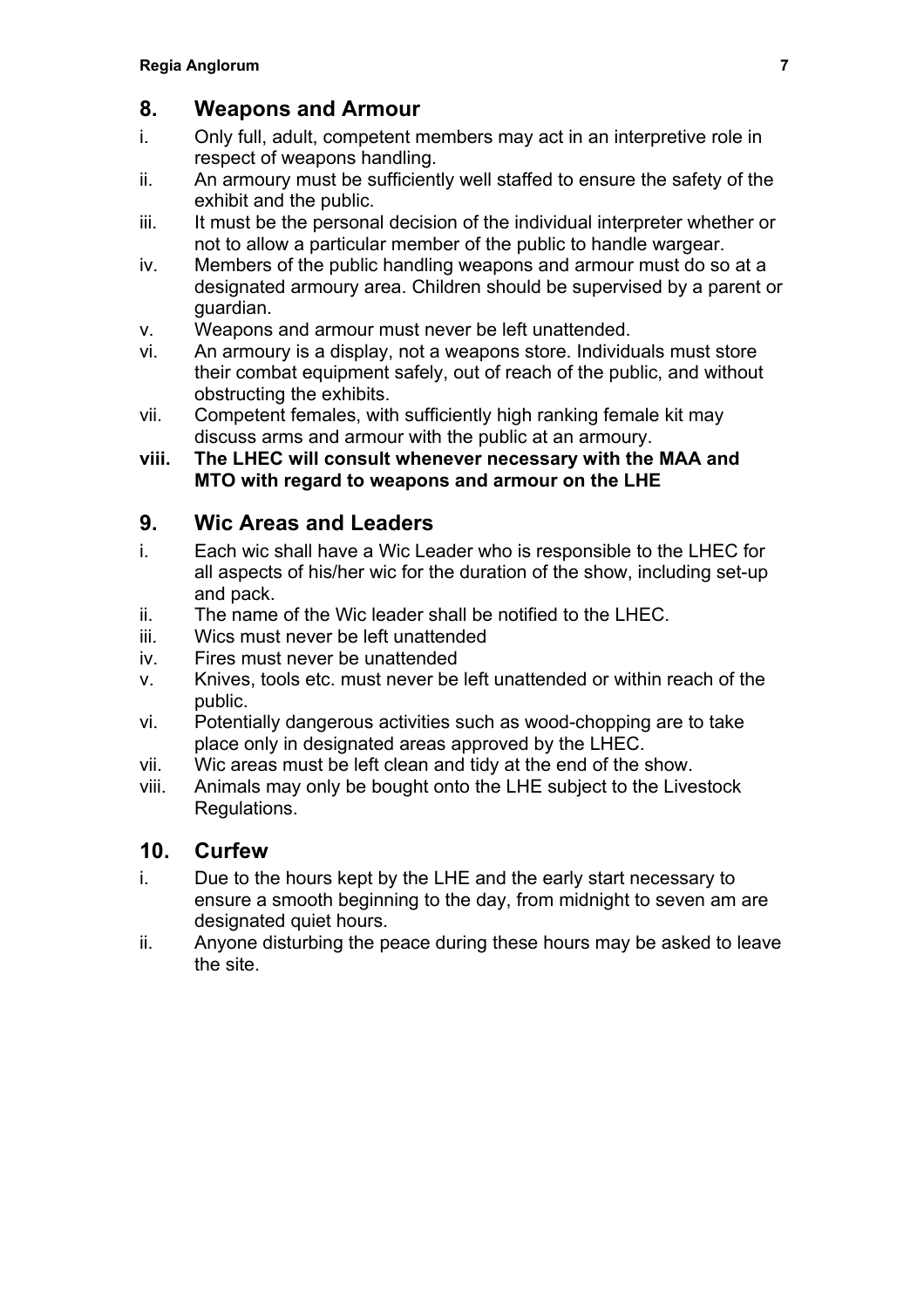## 8. Weapons and Armour

i. Only full, adult, competent members may act in an interpretive role in respect of weapons handling.

ii. An armoury must be sufficiently well staffed to ensure the safety of the exhibit and the public.

iii. It must be the personal decision of the individual interpreter whether or not to allow a particular member of the public to handle wargear.

iv. Members of the public handling weapons and armour must do so at a designated armoury area. Children should be supervised by a parent or guardian.

v. Weapons and armour must never be left unattended.

vi. An armoury is a display, not a weapons store. Individuals must store their combat equipment safely, out of reach of the public, and without obstructing the exhibits.

vii. Competent females, with sufficiently high ranking female kit may discuss arms and armour with the public at an armoury.

**viii. The LHEC will consult whenever necessary with the MAA and MTO with regard to weapons and armour on the LHE**

## 9. Wic Areas and Leaders

i. Each wic shall have a Wic Leader who is responsible to the LHEC for all aspects of his/her wic for the duration of the show, including set-up and pack.

ii. The name of the Wic leader shall be notified to the LHEC.

iii. Wics must never be left unattended

iv. Fires must never be unattended

v. Knives, tools etc. must never be left unattended or within reach of the public.

vi. Potentially dangerous activities such as wood-chopping are to take place only in designated areas approved by the LHEC.

vii. Wic areas must be left clean and tidy at the end of the show.

viii. Animals may only be bought onto the LHE subject to the Livestock Regulations.

## 10. Curfew

i. Due to the hours kept by the LHE and the early start necessary to ensure a smooth beginning to the day, from midnight to seven am are designated quiet hours.

ii. Anyone disturbing the peace during these hours may be asked to leave the site.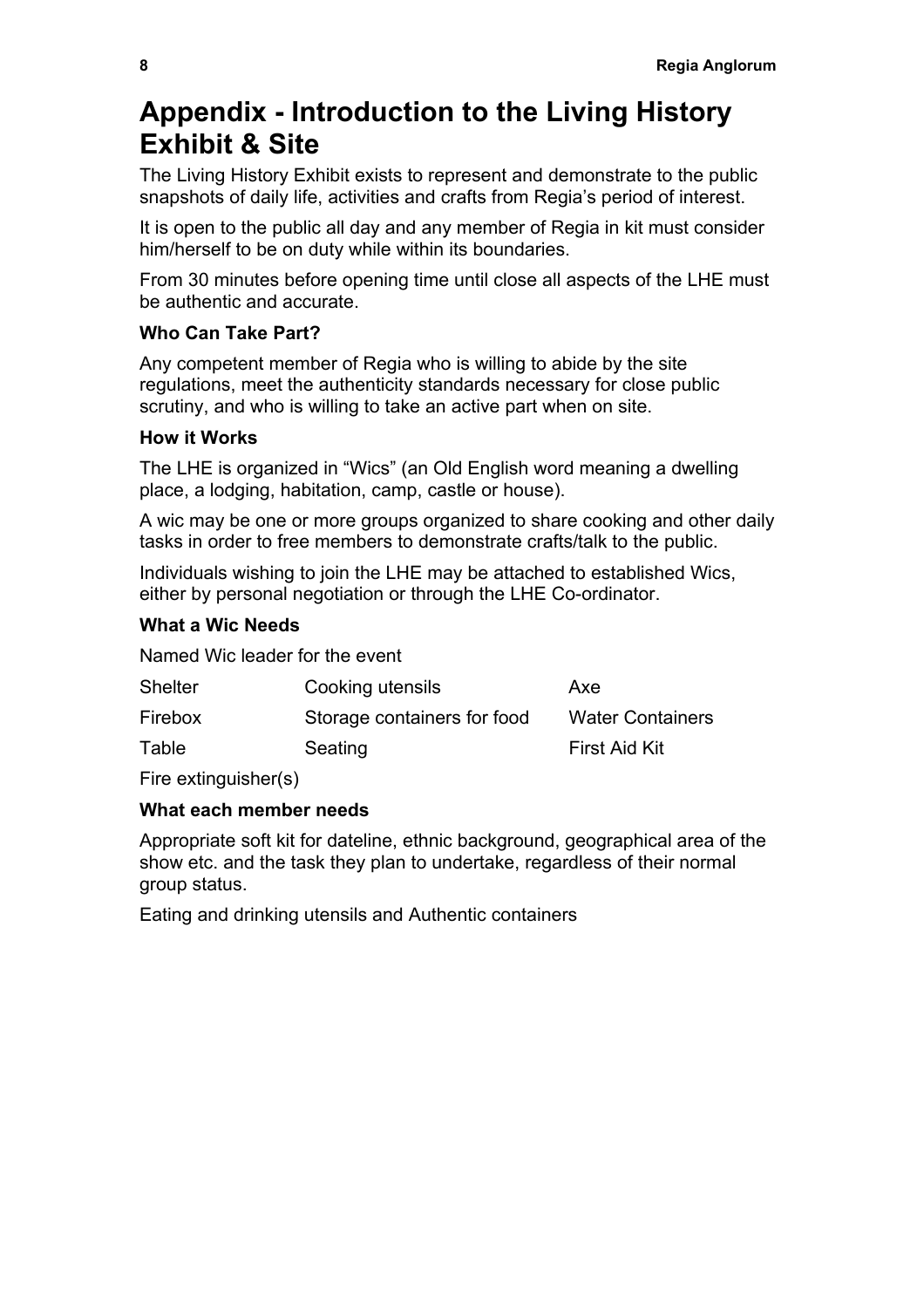# Appendix - Introduction to the Living History Exhibit & Site

The Living History Exhibit exists to represent and demonstrate to the public snapshots of daily life, activities and crafts from Regia's period of interest.

It is open to the public all day and any member of Regia in kit must consider him/herself to be on duty while within its boundaries.

From 30 minutes before opening time until close all aspects of the LHE must be authentic and accurate.

**Who Can Take Part?**

Any competent member of Regia who is willing to abide by the site regulations, meet the authenticity standards necessary for close public scrutiny, and who is willing to take an active part when on site.

**How it Works**

The LHE is organized in "Wics" (an Old English word meaning a dwelling place, a lodging, habitation, camp, castle or house).

A wic may be one or more groups organized to share cooking and other daily tasks in order to free members to demonstrate crafts/talk to the public.

Individuals wishing to join the LHE may be attached to established Wics, either by personal negotiation or through the LHE Co-ordinator.

**What a Wic Needs**

Named Wic leader for the event

| Shelter | Cooking utensils | Axe |
|---|---|---|
| Firebox | Storage containers for food | Water Containers |
| Table | Seating | First Aid Kit |

Fire extinguisher(s)

**What each member needs**

Appropriate soft kit for dateline, ethnic background, geographical area of the show etc. and the task they plan to undertake, regardless of their normal group status.

Eating and drinking utensils and Authentic containers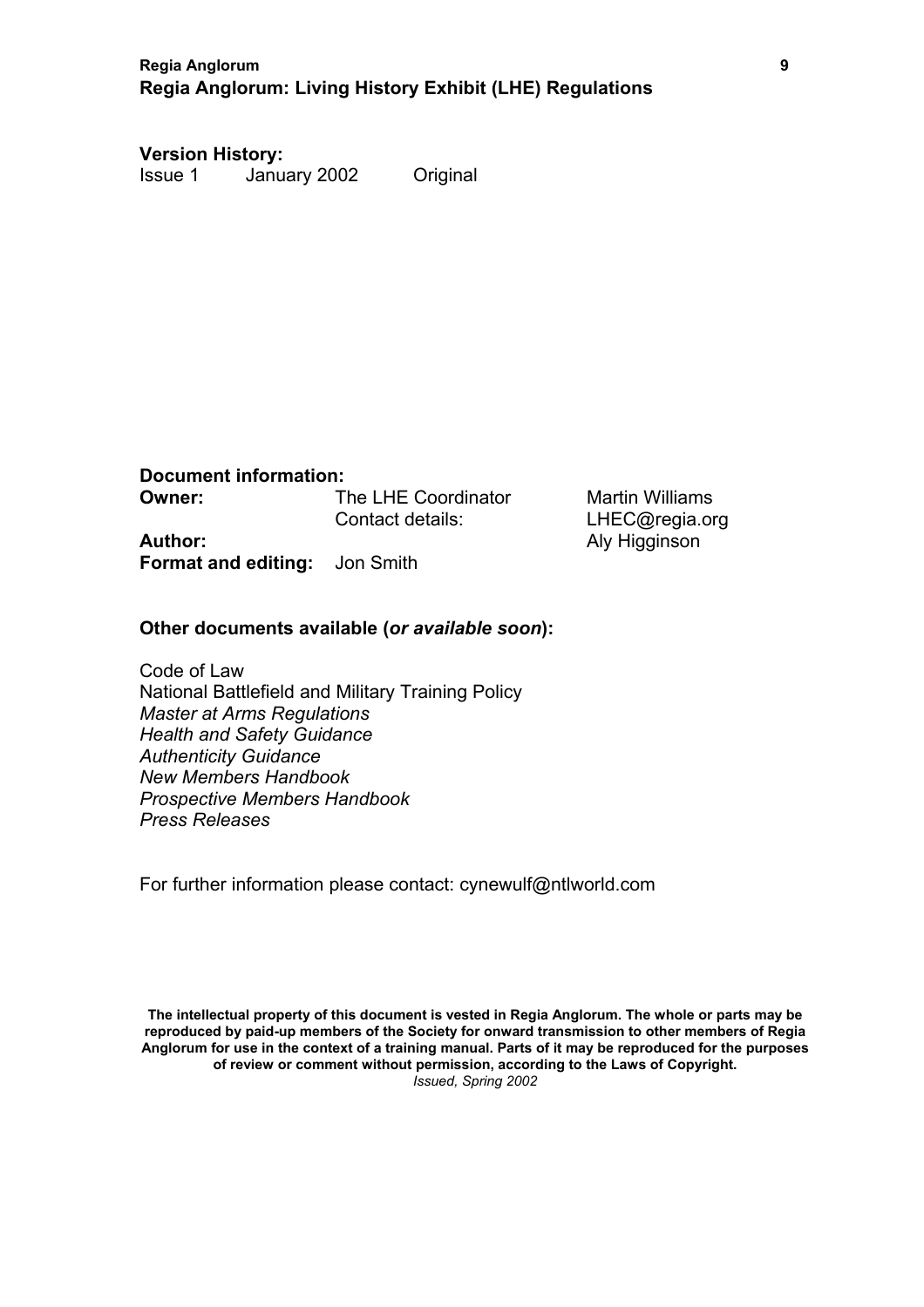## Regia Anglorum: Living History Exhibit (LHE) Regulations

**Version History:**

| | | |
|---|---|---|
| Issue 1 | January 2002 | Original |

**Document information:**

| | | |
|---|---|---|
| **Owner:** | The LHE Coordinator | Martin Williams |
| | Contact details: | LHEC@regia.org |
| **Author:** | | Aly Higginson |
| **Format and editing:** | Jon Smith | |

**Other documents available (*or available soon*):**

Code of Law
National Battlefield and Military Training Policy
*Master at Arms Regulations*
*Health and Safety Guidance*
*Authenticity Guidance*
*New Members Handbook*
*Prospective Members Handbook*
*Press Releases*

For further information please contact: cynewulf@ntlworld.com

**The intellectual property of this document is vested in Regia Anglorum. The whole or parts may be reproduced by paid-up members of the Society for onward transmission to other members of Regia Anglorum for use in the context of a training manual. Parts of it may be reproduced for the purposes of review or comment without permission, according to the Laws of Copyright.**

*Issued, Spring 2002*